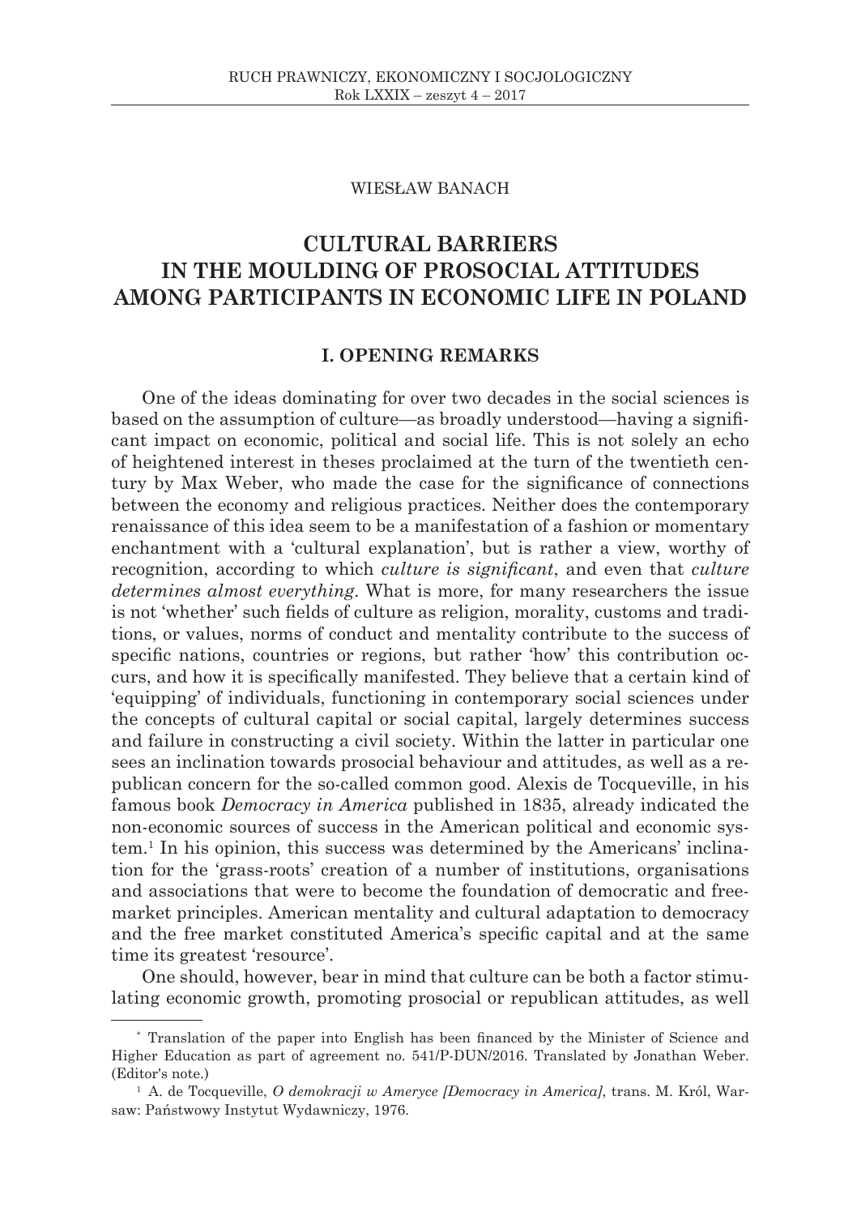WIESŁAW BANACH

# CULTURAL BARRIERS IN THE MOULDING OF PROSOCIAL ATTITUDES AMONG PARTICIPANTS IN ECONOMIC LIFE IN POLAND

## I. OPENING REMARKS

One of the ideas dominating for over two decades in the social sciences is based on the assumption of culture—as broadly understood—having a significant impact on economic, political and social life. This is not solely an echo of heightened interest in theses proclaimed at the turn of the twentieth century by Max Weber, who made the case for the significance of connections between the economy and religious practices. Neither does the contemporary renaissance of this idea seem to be a manifestation of a fashion or momentary enchantment with a 'cultural explanation', but is rather a view, worthy of recognition, according to which *culture is significant*, and even that *culture determines almost everything*. What is more, for many researchers the issue is not 'whether' such fields of culture as religion, morality, customs and traditions, or values, norms of conduct and mentality contribute to the success of specific nations, countries or regions, but rather 'how' this contribution occurs, and how it is specifically manifested. They believe that a certain kind of 'equipping' of individuals, functioning in contemporary social sciences under the concepts of cultural capital or social capital, largely determines success and failure in constructing a civil society. Within the latter in particular one sees an inclination towards prosocial behaviour and attitudes, as well as a republican concern for the so-called common good. Alexis de Tocqueville, in his famous book *Democracy in America* published in 1835, already indicated the non-economic sources of success in the American political and economic system.[1] In his opinion, this success was determined by the Americans' inclination for the 'grass-roots' creation of a number of institutions, organisations and associations that were to become the foundation of democratic and free-market principles. American mentality and cultural adaptation to democracy and the free market constituted America's specific capital and at the same time its greatest 'resource'.

One should, however, bear in mind that culture can be both a factor stimulating economic growth, promoting prosocial or republican attitudes, as well

---

[*] Translation of the paper into English has been financed by the Minister of Science and Higher Education as part of agreement no. 541/P-DUN/2016. Translated by Jonathan Weber. (Editor's note.)

[1] A. de Tocqueville, *O demokracji w Ameryce [Democracy in America]*, trans. M. Król, Warsaw: Państwowy Instytut Wydawniczy, 1976.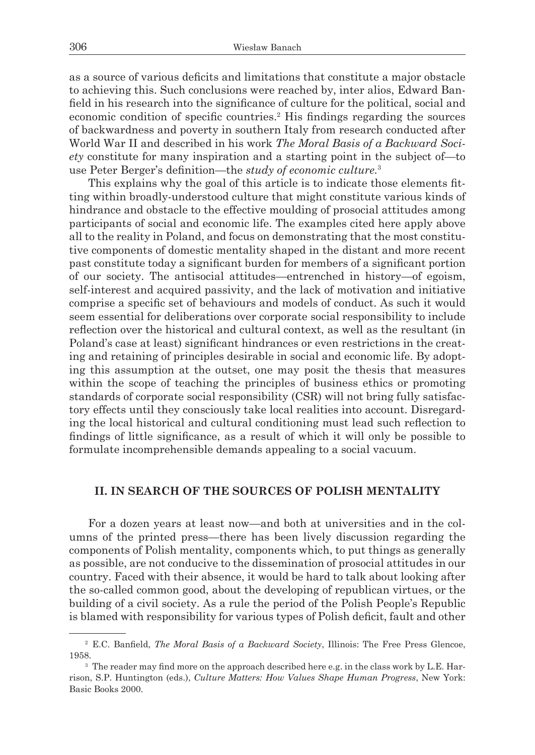as a source of various deficits and limitations that constitute a major obstacle to achieving this. Such conclusions were reached by, inter alios, Edward Banfield in his research into the significance of culture for the political, social and economic condition of specific countries.[2] His findings regarding the sources of backwardness and poverty in southern Italy from research conducted after World War II and described in his work *The Moral Basis of a Backward Society* constitute for many inspiration and a starting point in the subject of—to use Peter Berger's definition—the *study of economic culture*.[3]

This explains why the goal of this article is to indicate those elements fitting within broadly-understood culture that might constitute various kinds of hindrance and obstacle to the effective moulding of prosocial attitudes among participants of social and economic life. The examples cited here apply above all to the reality in Poland, and focus on demonstrating that the most constitutive components of domestic mentality shaped in the distant and more recent past constitute today a significant burden for members of a significant portion of our society. The antisocial attitudes—entrenched in history—of egoism, self-interest and acquired passivity, and the lack of motivation and initiative comprise a specific set of behaviours and models of conduct. As such it would seem essential for deliberations over corporate social responsibility to include reflection over the historical and cultural context, as well as the resultant (in Poland's case at least) significant hindrances or even restrictions in the creating and retaining of principles desirable in social and economic life. By adopting this assumption at the outset, one may posit the thesis that measures within the scope of teaching the principles of business ethics or promoting standards of corporate social responsibility (CSR) will not bring fully satisfactory effects until they consciously take local realities into account. Disregarding the local historical and cultural conditioning must lead such reflection to findings of little significance, as a result of which it will only be possible to formulate incomprehensible demands appealing to a social vacuum.

## II. IN SEARCH OF THE SOURCES OF POLISH MENTALITY

For a dozen years at least now—and both at universities and in the columns of the printed press—there has been lively discussion regarding the components of Polish mentality, components which, to put things as generally as possible, are not conducive to the dissemination of prosocial attitudes in our country. Faced with their absence, it would be hard to talk about looking after the so-called common good, about the developing of republican virtues, or the building of a civil society. As a rule the period of the Polish People's Republic is blamed with responsibility for various types of Polish deficit, fault and other

---

[2] E.C. Banfield, *The Moral Basis of a Backward Society*, Illinois: The Free Press Glencoe, 1958.

[3] The reader may find more on the approach described here e.g. in the class work by L.E. Harrison, S.P. Huntington (eds.), *Culture Matters: How Values Shape Human Progress*, New York: Basic Books 2000.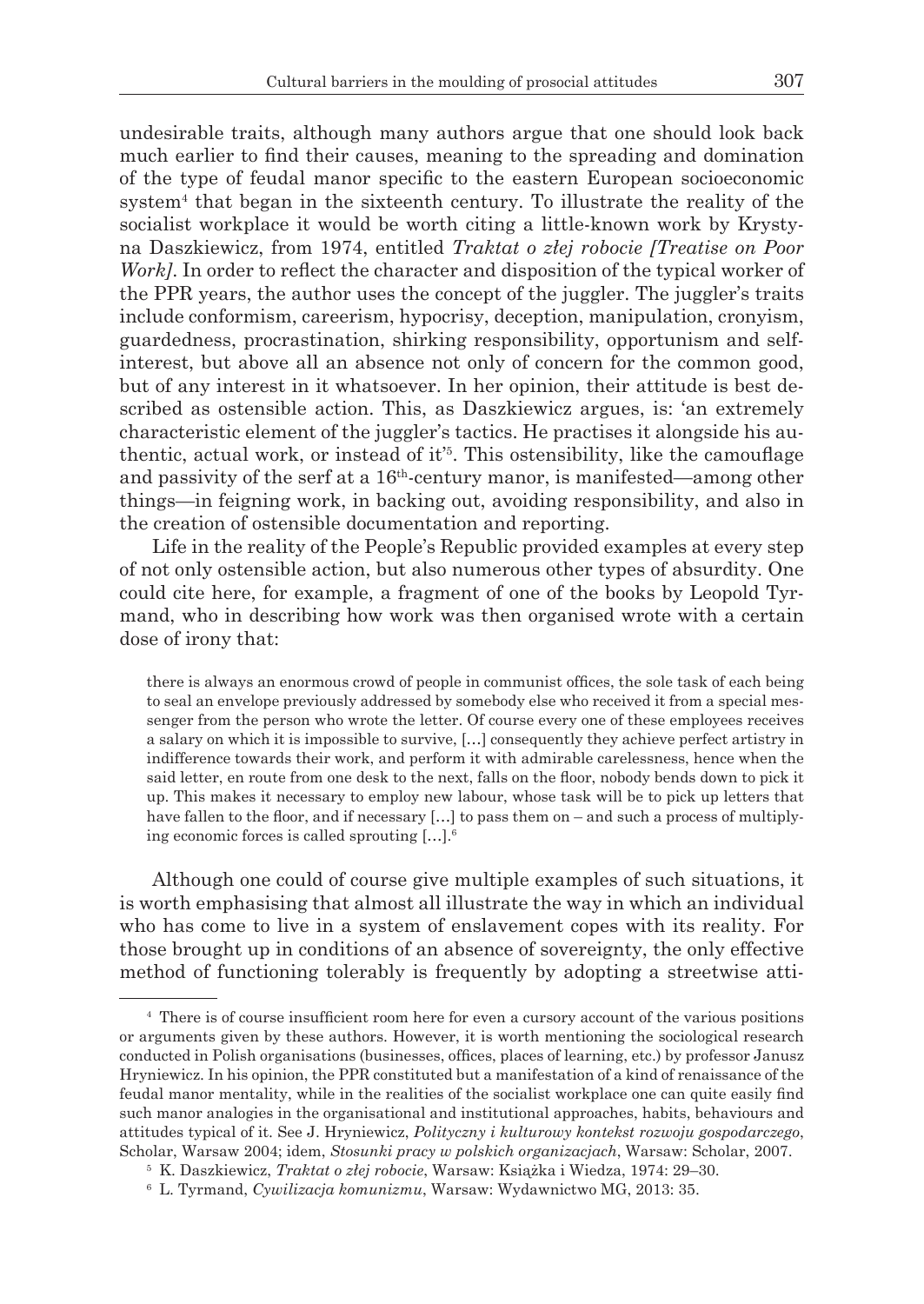undesirable traits, although many authors argue that one should look back much earlier to find their causes, meaning to the spreading and domination of the type of feudal manor specific to the eastern European socioeconomic system[4] that began in the sixteenth century. To illustrate the reality of the socialist workplace it would be worth citing a little-known work by Krystyna Daszkiewicz, from 1974, entitled *Traktat o złej robocie [Treatise on Poor Work]*. In order to reflect the character and disposition of the typical worker of the PPR years, the author uses the concept of the juggler. The juggler's traits include conformism, careerism, hypocrisy, deception, manipulation, cronyism, guardedness, procrastination, shirking responsibility, opportunism and self-interest, but above all an absence not only of concern for the common good, but of any interest in it whatsoever. In her opinion, their attitude is best described as ostensible action. This, as Daszkiewicz argues, is: 'an extremely characteristic element of the juggler's tactics. He practises it alongside his authentic, actual work, or instead of it'[5]. This ostensibility, like the camouflage and passivity of the serf at a 16th-century manor, is manifested—among other things—in feigning work, in backing out, avoiding responsibility, and also in the creation of ostensible documentation and reporting.

Life in the reality of the People's Republic provided examples at every step of not only ostensible action, but also numerous other types of absurdity. One could cite here, for example, a fragment of one of the books by Leopold Tyrmand, who in describing how work was then organised wrote with a certain dose of irony that:

> there is always an enormous crowd of people in communist offices, the sole task of each being to seal an envelope previously addressed by somebody else who received it from a special messenger from the person who wrote the letter. Of course every one of these employees receives a salary on which it is impossible to survive, […] consequently they achieve perfect artistry in indifference towards their work, and perform it with admirable carelessness, hence when the said letter, en route from one desk to the next, falls on the floor, nobody bends down to pick it up. This makes it necessary to employ new labour, whose task will be to pick up letters that have fallen to the floor, and if necessary […] to pass them on – and such a process of multiplying economic forces is called sprouting […].[6]

Although one could of course give multiple examples of such situations, it is worth emphasising that almost all illustrate the way in which an individual who has come to live in a system of enslavement copes with its reality. For those brought up in conditions of an absence of sovereignty, the only effective method of functioning tolerably is frequently by adopting a streetwise atti-

---

[4] There is of course insufficient room here for even a cursory account of the various positions or arguments given by these authors. However, it is worth mentioning the sociological research conducted in Polish organisations (businesses, offices, places of learning, etc.) by professor Janusz Hryniewicz. In his opinion, the PPR constituted but a manifestation of a kind of renaissance of the feudal manor mentality, while in the realities of the socialist workplace one can quite easily find such manor analogies in the organisational and institutional approaches, habits, behaviours and attitudes typical of it. See J. Hryniewicz, *Polityczny i kulturowy kontekst rozwoju gospodarczego*, Scholar, Warsaw 2004; idem, *Stosunki pracy w polskich organizacjach*, Warsaw: Scholar, 2007.

[5] K. Daszkiewicz, *Traktat o złej robocie*, Warsaw: Książka i Wiedza, 1974: 29–30.

[6] L. Tyrmand, *Cywilizacja komunizmu*, Warsaw: Wydawnictwo MG, 2013: 35.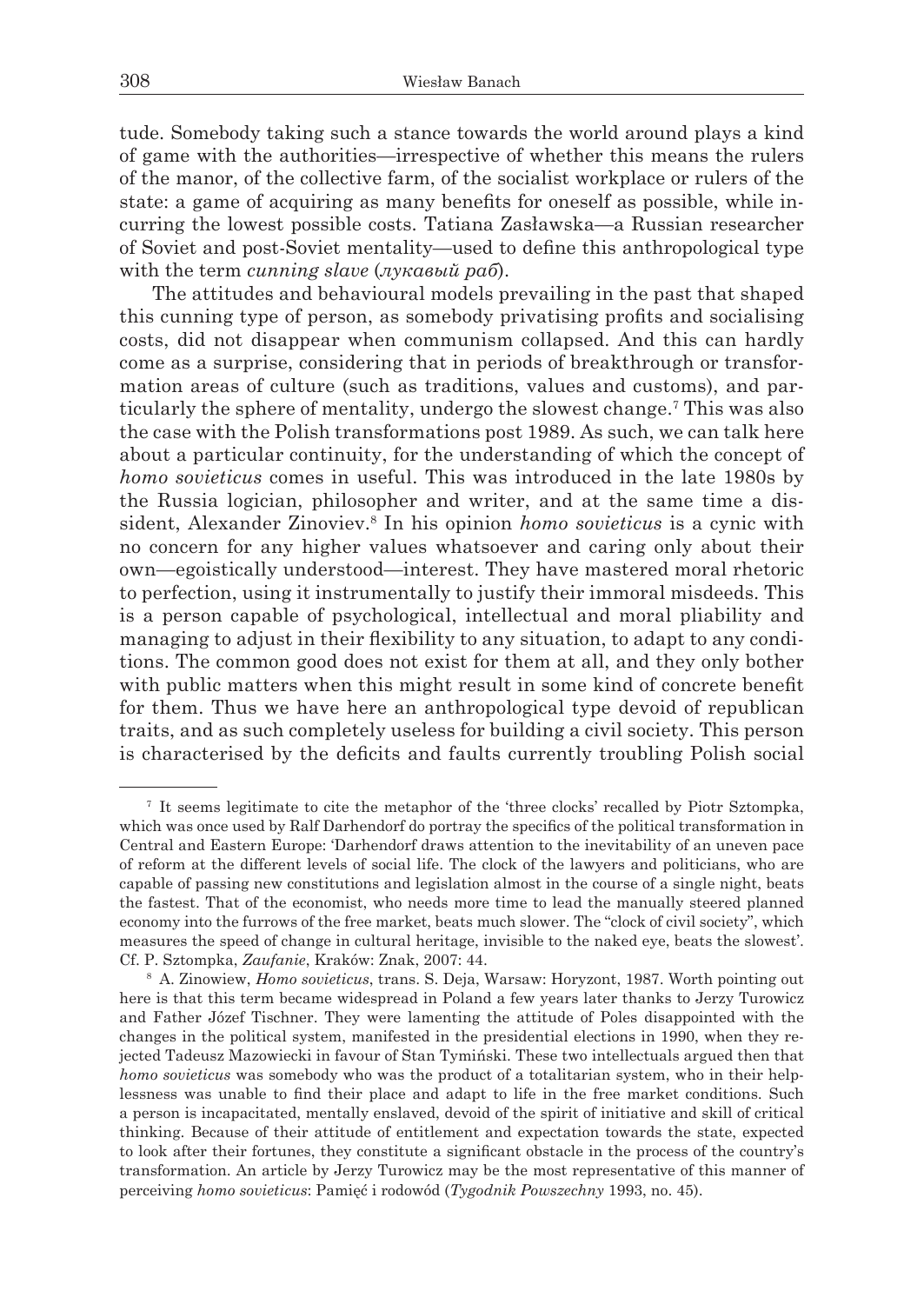tude. Somebody taking such a stance towards the world around plays a kind of game with the authorities—irrespective of whether this means the rulers of the manor, of the collective farm, of the socialist workplace or rulers of the state: a game of acquiring as many benefits for oneself as possible, while incurring the lowest possible costs. Tatiana Zasławska—a Russian researcher of Soviet and post-Soviet mentality—used to define this anthropological type with the term *cunning slave* (*лукавый раб*).

The attitudes and behavioural models prevailing in the past that shaped this cunning type of person, as somebody privatising profits and socialising costs, did not disappear when communism collapsed. And this can hardly come as a surprise, considering that in periods of breakthrough or transformation areas of culture (such as traditions, values and customs), and particularly the sphere of mentality, undergo the slowest change.[7] This was also the case with the Polish transformations post 1989. As such, we can talk here about a particular continuity, for the understanding of which the concept of *homo sovieticus* comes in useful. This was introduced in the late 1980s by the Russia logician, philosopher and writer, and at the same time a dissident, Alexander Zinoviev.[8] In his opinion *homo sovieticus* is a cynic with no concern for any higher values whatsoever and caring only about their own—egoistically understood—interest. They have mastered moral rhetoric to perfection, using it instrumentally to justify their immoral misdeeds. This is a person capable of psychological, intellectual and moral pliability and managing to adjust in their flexibility to any situation, to adapt to any conditions. The common good does not exist for them at all, and they only bother with public matters when this might result in some kind of concrete benefit for them. Thus we have here an anthropological type devoid of republican traits, and as such completely useless for building a civil society. This person is characterised by the deficits and faults currently troubling Polish social

---

[7] It seems legitimate to cite the metaphor of the 'three clocks' recalled by Piotr Sztompka, which was once used by Ralf Darhendorf do portray the specifics of the political transformation in Central and Eastern Europe: 'Darhendorf draws attention to the inevitability of an uneven pace of reform at the different levels of social life. The clock of the lawyers and politicians, who are capable of passing new constitutions and legislation almost in the course of a single night, beats the fastest. That of the economist, who needs more time to lead the manually steered planned economy into the furrows of the free market, beats much slower. The "clock of civil society", which measures the speed of change in cultural heritage, invisible to the naked eye, beats the slowest'. Cf. P. Sztompka, *Zaufanie*, Kraków: Znak, 2007: 44.

[8] A. Zinowiew, *Homo sovieticus*, trans. S. Deja, Warsaw: Horyzont, 1987. Worth pointing out here is that this term became widespread in Poland a few years later thanks to Jerzy Turowicz and Father Józef Tischner. They were lamenting the attitude of Poles disappointed with the changes in the political system, manifested in the presidential elections in 1990, when they rejected Tadeusz Mazowiecki in favour of Stan Tymiński. These two intellectuals argued then that *homo sovieticus* was somebody who was the product of a totalitarian system, who in their helplessness was unable to find their place and adapt to life in the free market conditions. Such a person is incapacitated, mentally enslaved, devoid of the spirit of initiative and skill of critical thinking. Because of their attitude of entitlement and expectation towards the state, expected to look after their fortunes, they constitute a significant obstacle in the process of the country's transformation. An article by Jerzy Turowicz may be the most representative of this manner of perceiving *homo sovieticus*: Pamięć i rodowód (*Tygodnik Powszechny* 1993, no. 45).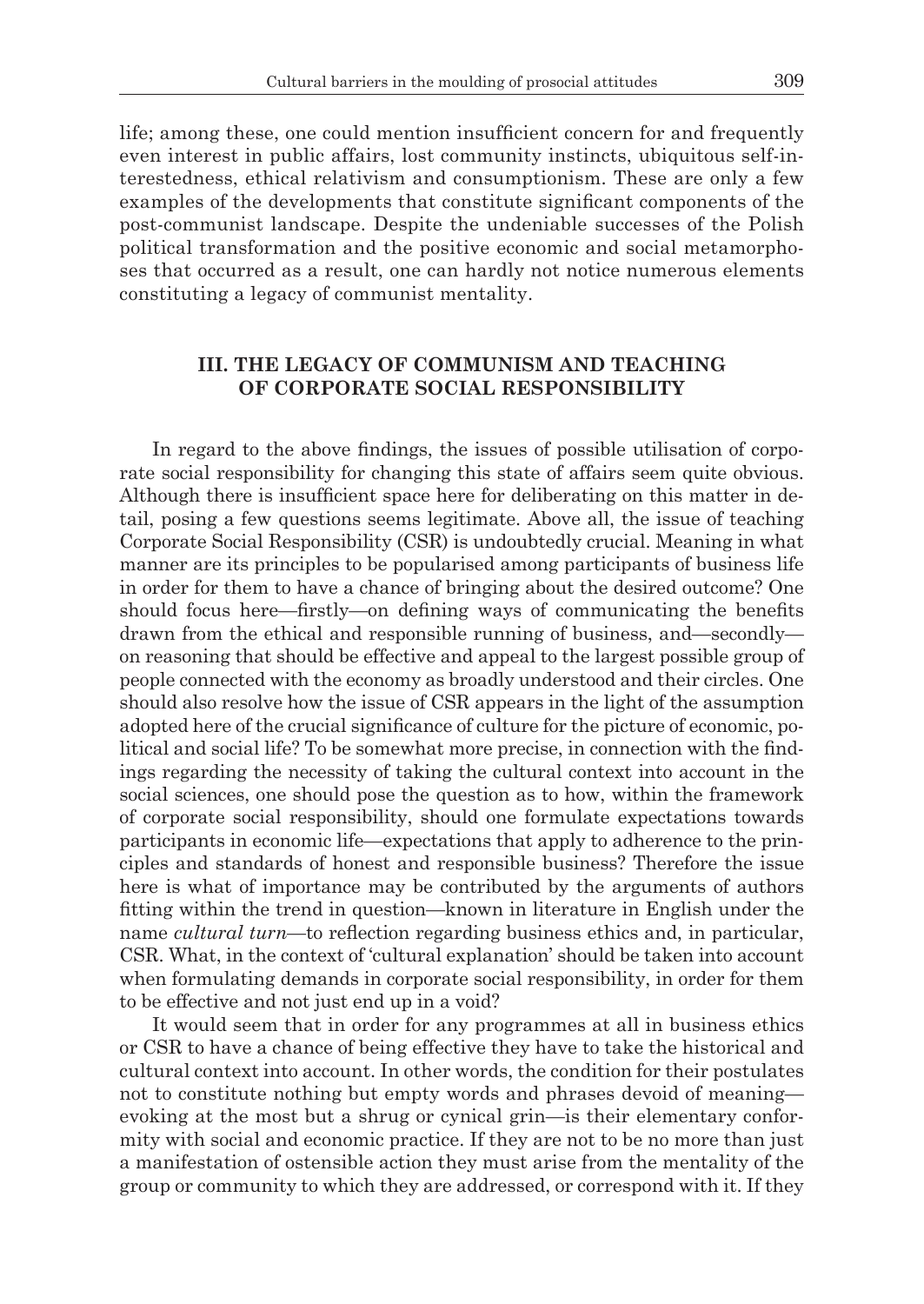life; among these, one could mention insufficient concern for and frequently even interest in public affairs, lost community instincts, ubiquitous self-interestedness, ethical relativism and consumptionism. These are only a few examples of the developments that constitute significant components of the post-communist landscape. Despite the undeniable successes of the Polish political transformation and the positive economic and social metamorphoses that occurred as a result, one can hardly not notice numerous elements constituting a legacy of communist mentality.

## III. THE LEGACY OF COMMUNISM AND TEACHING OF CORPORATE SOCIAL RESPONSIBILITY

In regard to the above findings, the issues of possible utilisation of corporate social responsibility for changing this state of affairs seem quite obvious. Although there is insufficient space here for deliberating on this matter in detail, posing a few questions seems legitimate. Above all, the issue of teaching Corporate Social Responsibility (CSR) is undoubtedly crucial. Meaning in what manner are its principles to be popularised among participants of business life in order for them to have a chance of bringing about the desired outcome? One should focus here—firstly—on defining ways of communicating the benefits drawn from the ethical and responsible running of business, and—secondly—on reasoning that should be effective and appeal to the largest possible group of people connected with the economy as broadly understood and their circles. One should also resolve how the issue of CSR appears in the light of the assumption adopted here of the crucial significance of culture for the picture of economic, political and social life? To be somewhat more precise, in connection with the findings regarding the necessity of taking the cultural context into account in the social sciences, one should pose the question as to how, within the framework of corporate social responsibility, should one formulate expectations towards participants in economic life—expectations that apply to adherence to the principles and standards of honest and responsible business? Therefore the issue here is what of importance may be contributed by the arguments of authors fitting within the trend in question—known in literature in English under the name *cultural turn*—to reflection regarding business ethics and, in particular, CSR. What, in the context of 'cultural explanation' should be taken into account when formulating demands in corporate social responsibility, in order for them to be effective and not just end up in a void?

It would seem that in order for any programmes at all in business ethics or CSR to have a chance of being effective they have to take the historical and cultural context into account. In other words, the condition for their postulates not to constitute nothing but empty words and phrases devoid of meaning—evoking at the most but a shrug or cynical grin—is their elementary conformity with social and economic practice. If they are not to be no more than just a manifestation of ostensible action they must arise from the mentality of the group or community to which they are addressed, or correspond with it. If they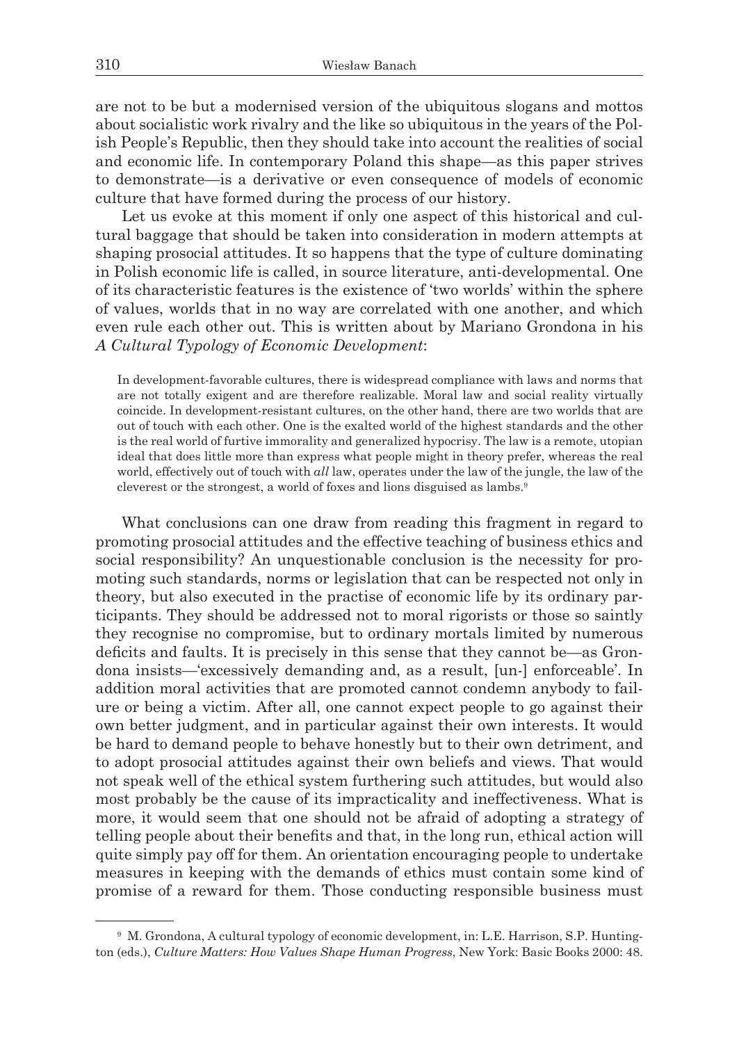are not to be but a modernised version of the ubiquitous slogans and mottos about socialistic work rivalry and the like so ubiquitous in the years of the Polish People's Republic, then they should take into account the realities of social and economic life. In contemporary Poland this shape—as this paper strives to demonstrate—is a derivative or even consequence of models of economic culture that have formed during the process of our history.

Let us evoke at this moment if only one aspect of this historical and cultural baggage that should be taken into consideration in modern attempts at shaping prosocial attitudes. It so happens that the type of culture dominating in Polish economic life is called, in source literature, anti-developmental. One of its characteristic features is the existence of 'two worlds' within the sphere of values, worlds that in no way are correlated with one another, and which even rule each other out. This is written about by Mariano Grondona in his *A Cultural Typology of Economic Development*:

> In development-favorable cultures, there is widespread compliance with laws and norms that are not totally exigent and are therefore realizable. Moral law and social reality virtually coincide. In development-resistant cultures, on the other hand, there are two worlds that are out of touch with each other. One is the exalted world of the highest standards and the other is the real world of furtive immorality and generalized hypocrisy. The law is a remote, utopian ideal that does little more than express what people might in theory prefer, whereas the real world, effectively out of touch with *all* law, operates under the law of the jungle, the law of the cleverest or the strongest, a world of foxes and lions disguised as lambs.[9]

What conclusions can one draw from reading this fragment in regard to promoting prosocial attitudes and the effective teaching of business ethics and social responsibility? An unquestionable conclusion is the necessity for promoting such standards, norms or legislation that can be respected not only in theory, but also executed in the practise of economic life by its ordinary participants. They should be addressed not to moral rigorists or those so saintly they recognise no compromise, but to ordinary mortals limited by numerous deficits and faults. It is precisely in this sense that they cannot be—as Grondona insists—'excessively demanding and, as a result, [un-] enforceable'. In addition moral activities that are promoted cannot condemn anybody to failure or being a victim. After all, one cannot expect people to go against their own better judgment, and in particular against their own interests. It would be hard to demand people to behave honestly but to their own detriment, and to adopt prosocial attitudes against their own beliefs and views. That would not speak well of the ethical system furthering such attitudes, but would also most probably be the cause of its impracticality and ineffectiveness. What is more, it would seem that one should not be afraid of adopting a strategy of telling people about their benefits and that, in the long run, ethical action will quite simply pay off for them. An orientation encouraging people to undertake measures in keeping with the demands of ethics must contain some kind of promise of a reward for them. Those conducting responsible business must

---

[9] M. Grondona, A cultural typology of economic development, in: L.E. Harrison, S.P. Huntington (eds.), *Culture Matters: How Values Shape Human Progress*, New York: Basic Books 2000: 48.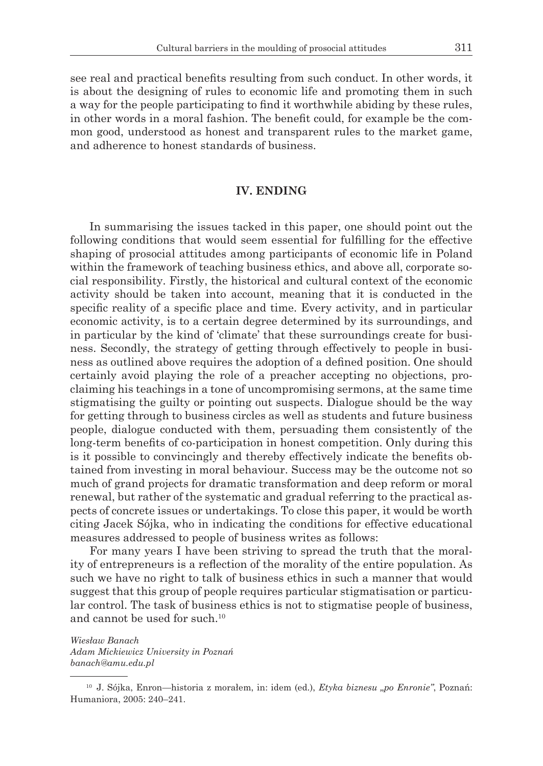see real and practical benefits resulting from such conduct. In other words, it is about the designing of rules to economic life and promoting them in such a way for the people participating to find it worthwhile abiding by these rules, in other words in a moral fashion. The benefit could, for example be the common good, understood as honest and transparent rules to the market game, and adherence to honest standards of business.

## IV. ENDING

In summarising the issues tacked in this paper, one should point out the following conditions that would seem essential for fulfilling for the effective shaping of prosocial attitudes among participants of economic life in Poland within the framework of teaching business ethics, and above all, corporate social responsibility. Firstly, the historical and cultural context of the economic activity should be taken into account, meaning that it is conducted in the specific reality of a specific place and time. Every activity, and in particular economic activity, is to a certain degree determined by its surroundings, and in particular by the kind of 'climate' that these surroundings create for business. Secondly, the strategy of getting through effectively to people in business as outlined above requires the adoption of a defined position. One should certainly avoid playing the role of a preacher accepting no objections, proclaiming his teachings in a tone of uncompromising sermons, at the same time stigmatising the guilty or pointing out suspects. Dialogue should be the way for getting through to business circles as well as students and future business people, dialogue conducted with them, persuading them consistently of the long-term benefits of co-participation in honest competition. Only during this is it possible to convincingly and thereby effectively indicate the benefits obtained from investing in moral behaviour. Success may be the outcome not so much of grand projects for dramatic transformation and deep reform or moral renewal, but rather of the systematic and gradual referring to the practical aspects of concrete issues or undertakings. To close this paper, it would be worth citing Jacek Sójka, who in indicating the conditions for effective educational measures addressed to people of business writes as follows:

For many years I have been striving to spread the truth that the morality of entrepreneurs is a reflection of the morality of the entire population. As such we have no right to talk of business ethics in such a manner that would suggest that this group of people requires particular stigmatisation or particular control. The task of business ethics is not to stigmatise people of business, and cannot be used for such.[10]

*Wiesław Banach*
*Adam Mickiewicz University in Poznań*
*banach@amu.edu.pl*

---

[10] J. Sójka, Enron—historia z morałem, in: idem (ed.), *Etyka biznesu „po Enronie"*, Poznań: Humaniora, 2005: 240–241.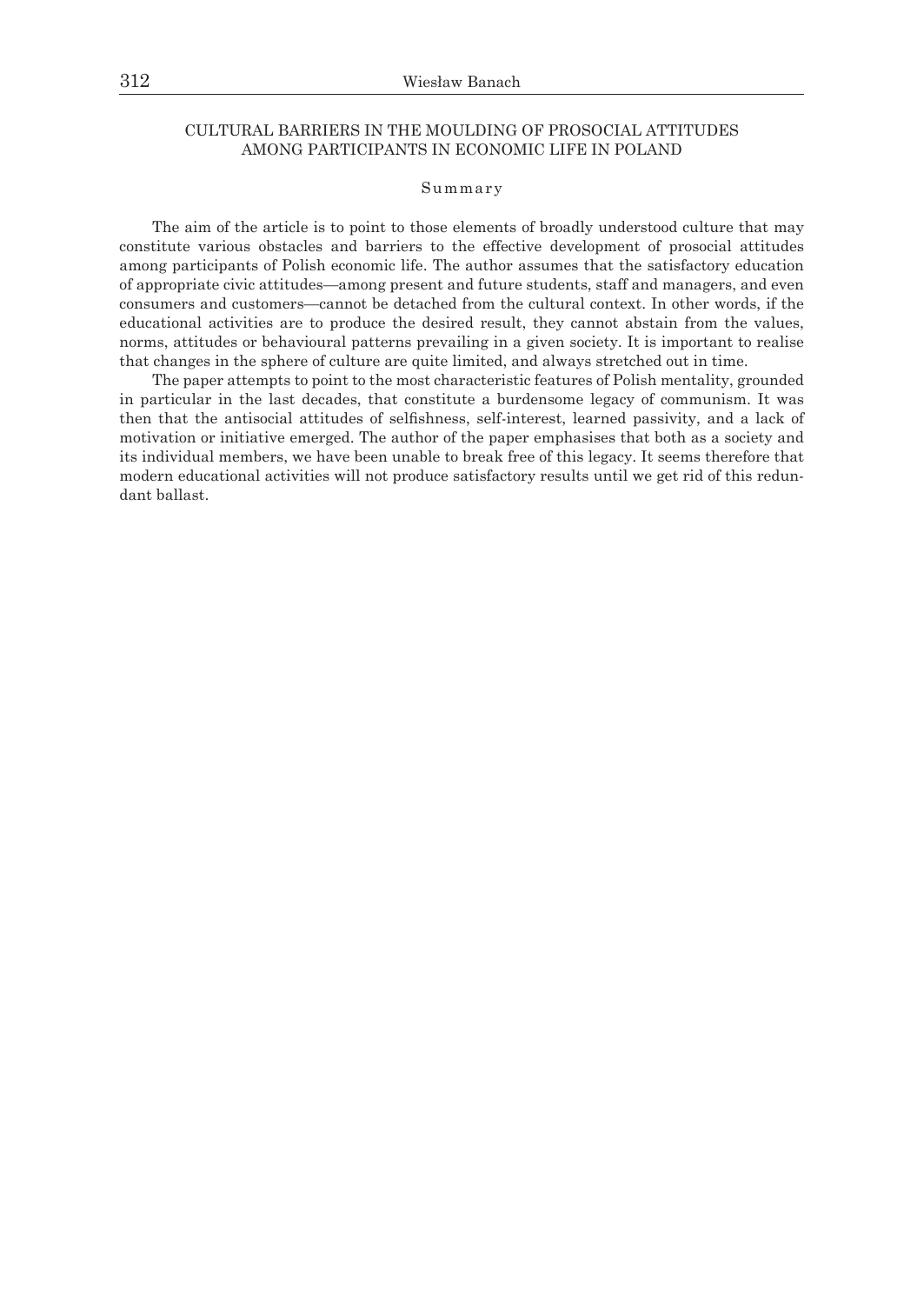## CULTURAL BARRIERS IN THE MOULDING OF PROSOCIAL ATTITUDES AMONG PARTICIPANTS IN ECONOMIC LIFE IN POLAND

### Summary

The aim of the article is to point to those elements of broadly understood culture that may constitute various obstacles and barriers to the effective development of prosocial attitudes among participants of Polish economic life. The author assumes that the satisfactory education of appropriate civic attitudes—among present and future students, staff and managers, and even consumers and customers—cannot be detached from the cultural context. In other words, if the educational activities are to produce the desired result, they cannot abstain from the values, norms, attitudes or behavioural patterns prevailing in a given society. It is important to realise that changes in the sphere of culture are quite limited, and always stretched out in time.

The paper attempts to point to the most characteristic features of Polish mentality, grounded in particular in the last decades, that constitute a burdensome legacy of communism. It was then that the antisocial attitudes of selfishness, self-interest, learned passivity, and a lack of motivation or initiative emerged. The author of the paper emphasises that both as a society and its individual members, we have been unable to break free of this legacy. It seems therefore that modern educational activities will not produce satisfactory results until we get rid of this redundant ballast.